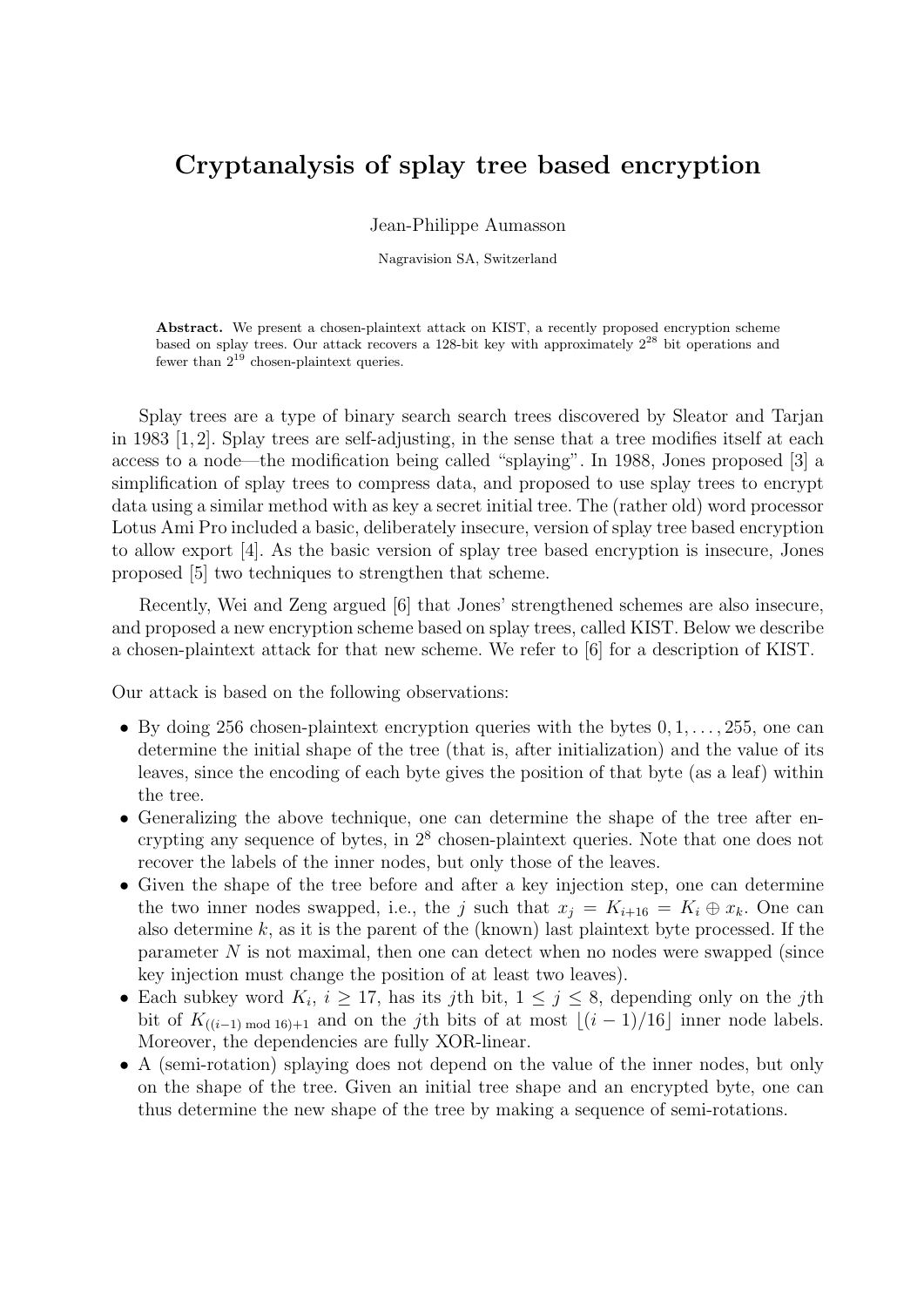# Cryptanalysis of splay tree based encryption

Jean-Philippe Aumasson

Nagravision SA, Switzerland

**Abstract.** We present a chosen-plaintext attack on KIST, a recently proposed encryption scheme based on splay trees. Our attack recovers a 128-bit key with approximately $2^{28}$ bit operations and fewer than $2^{19}$ chosen-plaintext queries.

Splay trees are a type of binary search search trees discovered by Sleator and Tarjan in 1983 [1,2]. Splay trees are self-adjusting, in the sense that a tree modifies itself at each access to a node—the modification being called "splaying". In 1988, Jones proposed [3] a simplification of splay trees to compress data, and proposed to use splay trees to encrypt data using a similar method with as key a secret initial tree. The (rather old) word processor Lotus Ami Pro included a basic, deliberately insecure, version of splay tree based encryption to allow export [4]. As the basic version of splay tree based encryption is insecure, Jones proposed [5] two techniques to strengthen that scheme.

Recently, Wei and Zeng argued [6] that Jones' strengthened schemes are also insecure, and proposed a new encryption scheme based on splay trees, called KIST. Below we describe a chosen-plaintext attack for that new scheme. We refer to [6] for a description of KIST.

Our attack is based on the following observations:

- By doing 256 chosen-plaintext encryption queries with the bytes $0, 1, \ldots, 255$, one can determine the initial shape of the tree (that is, after initialization) and the value of its leaves, since the encoding of each byte gives the position of that byte (as a leaf) within the tree.
- Generalizing the above technique, one can determine the shape of the tree after encrypting any sequence of bytes, in $2^8$ chosen-plaintext queries. Note that one does not recover the labels of the inner nodes, but only those of the leaves.
- Given the shape of the tree before and after a key injection step, one can determine the two inner nodes swapped, i.e., the $j$ such that $x_j = K_{i+16} = K_i \oplus x_k$. One can also determine $k$, as it is the parent of the (known) last plaintext byte processed. If the parameter $N$ is not maximal, then one can detect when no nodes were swapped (since key injection must change the position of at least two leaves).
- Each subkey word $K_i$, $i \geq 17$, has its $j$th bit, $1 \leq j \leq 8$, depending only on the $j$th bit of $K_{((i-1) \bmod 16)+1}$ and on the $j$th bits of at most $\lfloor (i-1)/16 \rfloor$ inner node labels. Moreover, the dependencies are fully XOR-linear.
- A (semi-rotation) splaying does not depend on the value of the inner nodes, but only on the shape of the tree. Given an initial tree shape and an encrypted byte, one can thus determine the new shape of the tree by making a sequence of semi-rotations.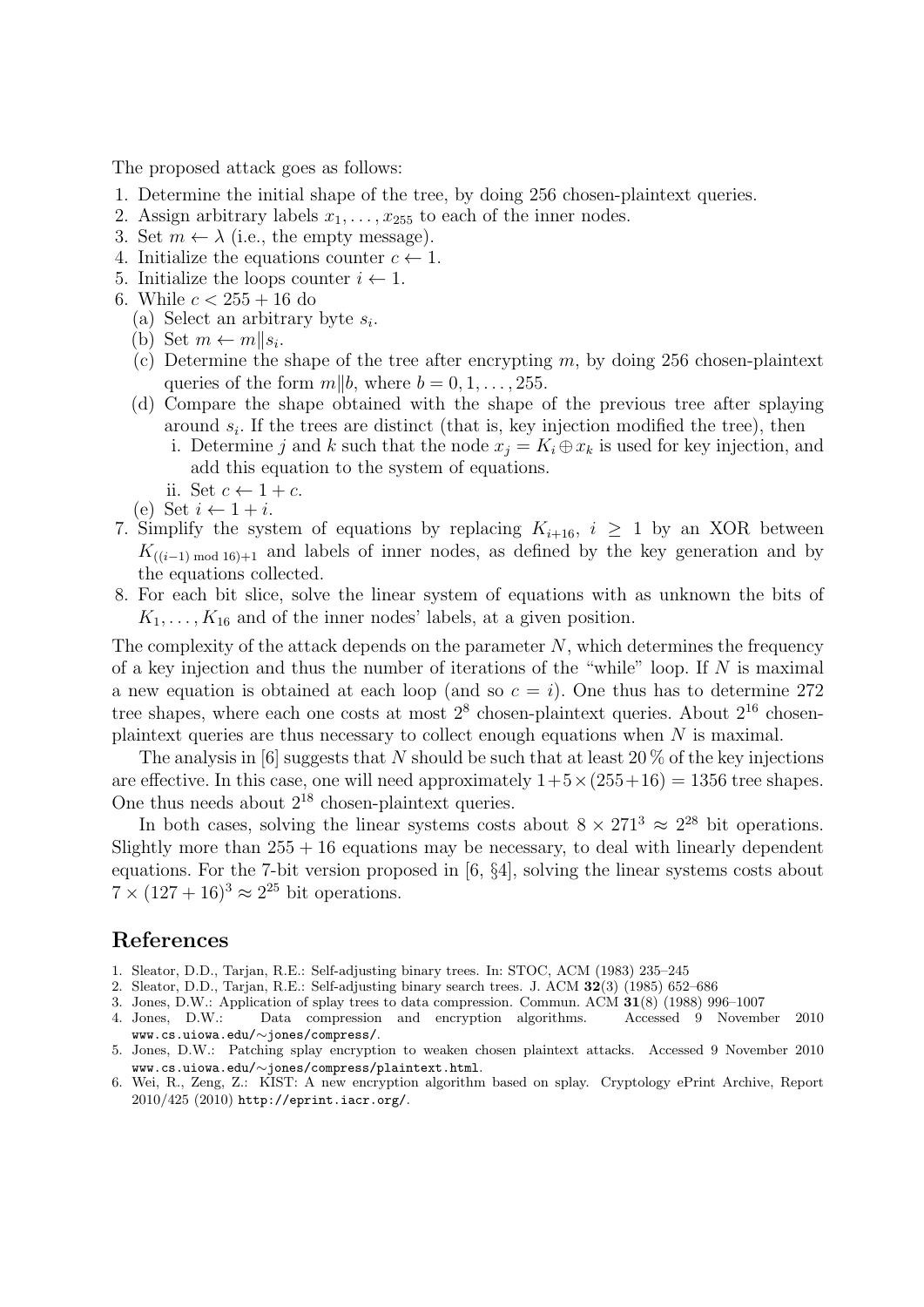The proposed attack goes as follows:

1. Determine the initial shape of the tree, by doing 256 chosen-plaintext queries.
2. Assign arbitrary labels $x_1, \dots, x_{255}$ to each of the inner nodes.
3. Set $m \leftarrow \lambda$ (i.e., the empty message).
4. Initialize the equations counter $c \leftarrow 1$.
5. Initialize the loops counter $i \leftarrow 1$.
6. While $c < 255 + 16$ do
   (a) Select an arbitrary byte $s_i$.
   (b) Set $m \leftarrow m \| s_i$.
   (c) Determine the shape of the tree after encrypting $m$, by doing 256 chosen-plaintext queries of the form $m \| b$, where $b = 0, 1, \dots, 255$.
   (d) Compare the shape obtained with the shape of the previous tree after splaying around $s_i$. If the trees are distinct (that is, key injection modified the tree), then
      i. Determine $j$ and $k$ such that the node $x_j = K_i \oplus x_k$ is used for key injection, and add this equation to the system of equations.
      ii. Set $c \leftarrow 1 + c$.
   (e) Set $i \leftarrow 1 + i$.
7. Simplify the system of equations by replacing $K_{i+16}$, $i \geq 1$ by an XOR between $K_{((i-1) \bmod 16)+1}$ and labels of inner nodes, as defined by the key generation and by the equations collected.
8. For each bit slice, solve the linear system of equations with as unknown the bits of $K_1, \dots, K_{16}$ and of the inner nodes' labels, at a given position.

The complexity of the attack depends on the parameter $N$, which determines the frequency of a key injection and thus the number of iterations of the "while" loop. If $N$ is maximal a new equation is obtained at each loop (and so $c = i$). One thus has to determine 272 tree shapes, where each one costs at most $2^8$ chosen-plaintext queries. About $2^{16}$ chosen-plaintext queries are thus necessary to collect enough equations when $N$ is maximal.

The analysis in [6] suggests that $N$ should be such that at least 20 % of the key injections are effective. In this case, one will need approximately $1+5\times(255+16) = 1356$ tree shapes. One thus needs about $2^{18}$ chosen-plaintext queries.

In both cases, solving the linear systems costs about $8 \times 271^3 \approx 2^{28}$ bit operations. Slightly more than $255 + 16$ equations may be necessary, to deal with linearly dependent equations. For the 7-bit version proposed in [6, §4], solving the linear systems costs about $7 \times (127 + 16)^3 \approx 2^{25}$ bit operations.

## References

1. Sleator, D.D., Tarjan, R.E.: Self-adjusting binary trees. In: STOC, ACM (1983) 235–245
2. Sleator, D.D., Tarjan, R.E.: Self-adjusting binary search trees. J. ACM **32**(3) (1985) 652–686
3. Jones, D.W.: Application of splay trees to data compression. Commun. ACM **31**(8) (1988) 996–1007
4. Jones, D.W.: Data compression and encryption algorithms. Accessed 9 November 2010 www.cs.uiowa.edu/∼jones/compress/.
5. Jones, D.W.: Patching splay encryption to weaken chosen plaintext attacks. Accessed 9 November 2010 www.cs.uiowa.edu/∼jones/compress/plaintext.html.
6. Wei, R., Zeng, Z.: KIST: A new encryption algorithm based on splay. Cryptology ePrint Archive, Report 2010/425 (2010) http://eprint.iacr.org/.